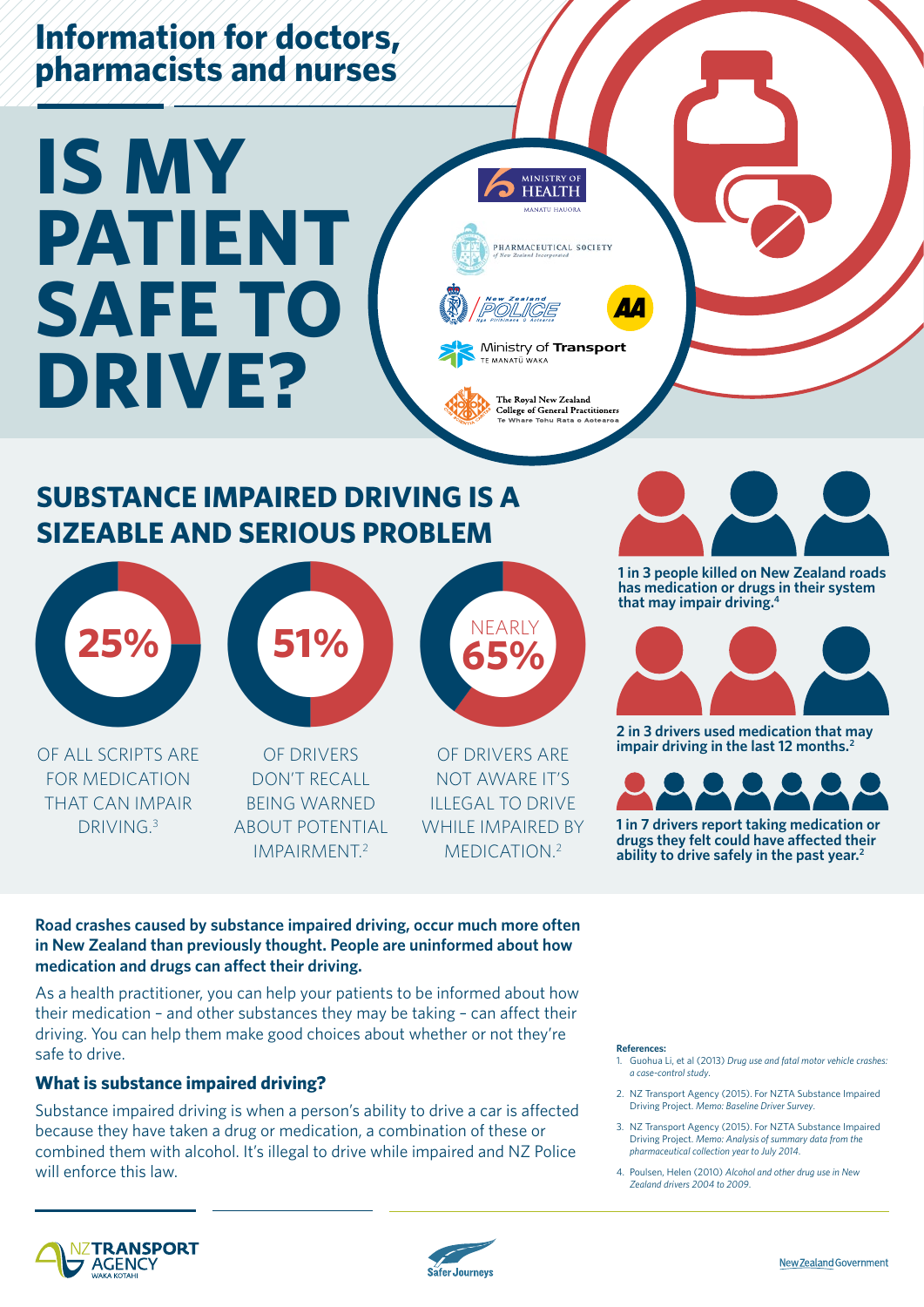Information for doctors, pharmacists and nurses

# IS MY PATIENT SAFE TO DRIVE?

## SUBSTANCE IMPAIRED DRIVING IS A SIZEABLE AND SERIOUS PROBLEM

**25%** OF ALL SCRIPTS ARE FOR MEDICATION THAT CAN IMPAIR DRIVING.[3]

**51%** OF DRIVERS DON'T RECALL BEING WARNED ABOUT POTENTIAL IMPAIRMENT.[2]

NEARLY **65%** OF DRIVERS ARE NOT AWARE IT'S ILLEGAL TO DRIVE WHILE IMPAIRED BY MEDICATION.[2]

**1 in 3 people killed on New Zealand roads has medication or drugs in their system that may impair driving.[4]**

**2 in 3 drivers used medication that may impair driving in the last 12 months.[2]**

**1 in 7 drivers report taking medication or drugs they felt could have affected their ability to drive safely in the past year.[2]**

**Road crashes caused by substance impaired driving, occur much more often in New Zealand than previously thought. People are uninformed about how medication and drugs can affect their driving.**

As a health practitioner, you can help your patients to be informed about how their medication – and other substances they may be taking – can affect their driving. You can help them make good choices about whether or not they're safe to drive.

### What is substance impaired driving?

Substance impaired driving is when a person's ability to drive a car is affected because they have taken a drug or medication, a combination of these or combined them with alcohol. It's illegal to drive while impaired and NZ Police will enforce this law.

**References:**

1. Guohua Li, et al (2013) *Drug use and fatal motor vehicle crashes: a case-control study.*
2. NZ Transport Agency (2015). For NZTA Substance Impaired Driving Project. *Memo: Baseline Driver Survey.*
3. NZ Transport Agency (2015). For NZTA Substance Impaired Driving Project. *Memo: Analysis of summary data from the pharmaceutical collection year to July 2014.*
4. Poulsen, Helen (2010) *Alcohol and other drug use in New Zealand drivers 2004 to 2009.*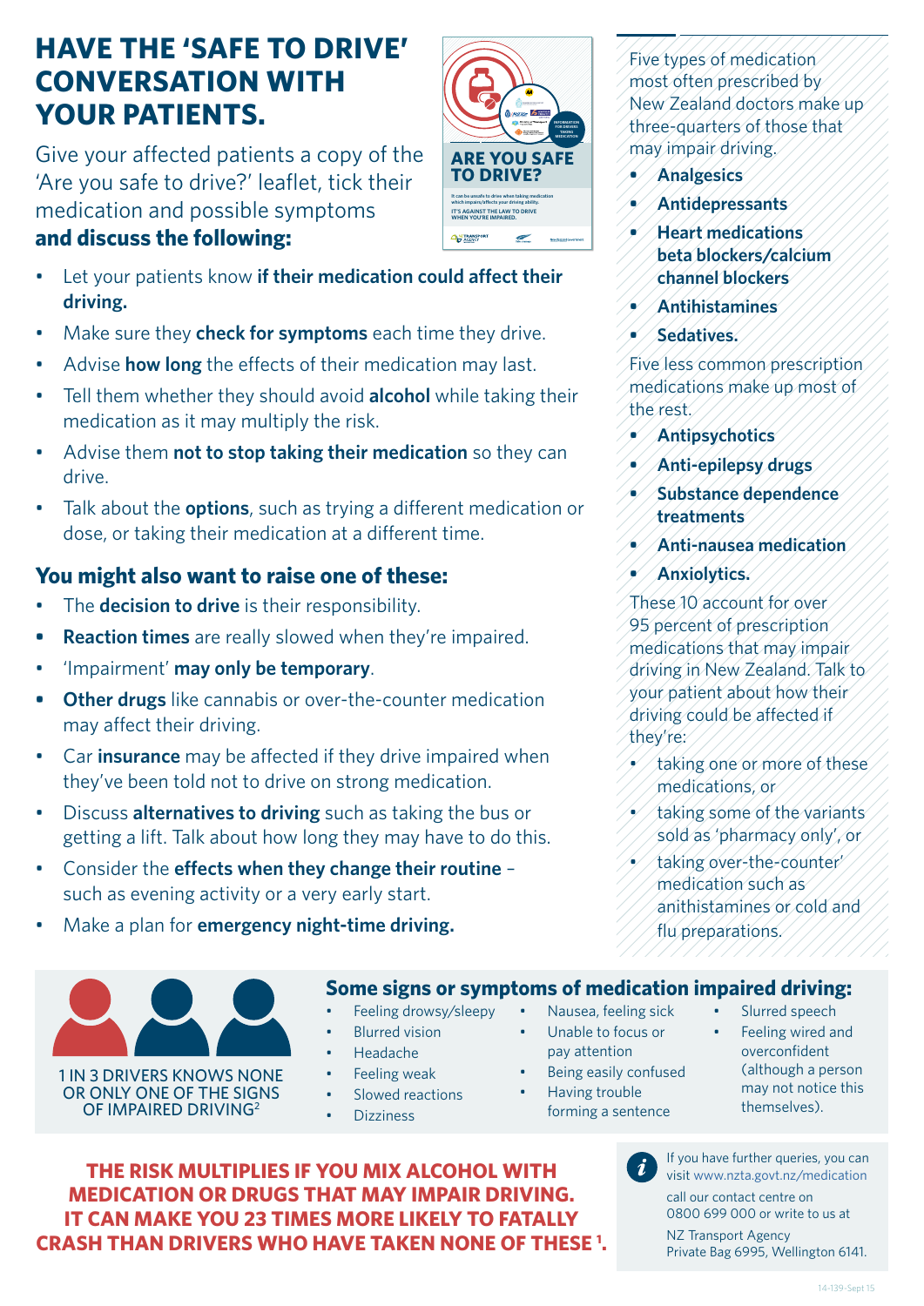# HAVE THE 'SAFE TO DRIVE' CONVERSATION WITH YOUR PATIENTS.

Give your affected patients a copy of the 'Are you safe to drive?' leaflet, tick their medication and possible symptoms **and discuss the following:**

- Let your patients know **if their medication could affect their driving.**
- Make sure they **check for symptoms** each time they drive.
- Advise **how long** the effects of their medication may last.
- Tell them whether they should avoid **alcohol** while taking their medication as it may multiply the risk.
- Advise them **not to stop taking their medication** so they can drive.
- Talk about the **options**, such as trying a different medication or dose, or taking their medication at a different time.

## You might also want to raise one of these:

- The **decision to drive** is their responsibility.
- **Reaction times** are really slowed when they're impaired.
- 'Impairment' **may only be temporary**.
- **Other drugs** like cannabis or over-the-counter medication may affect their driving.
- Car **insurance** may be affected if they drive impaired when they've been told not to drive on strong medication.
- Discuss **alternatives to driving** such as taking the bus or getting a lift. Talk about how long they may have to do this.
- Consider the **effects when they change their routine** – such as evening activity or a very early start.
- Make a plan for **emergency night-time driving.**

Five types of medication most often prescribed by New Zealand doctors make up three-quarters of those that may impair driving.

- **Analgesics**
- **Antidepressants**
- **Heart medications beta blockers/calcium channel blockers**
- **Antihistamines**
- **Sedatives.**

Five less common prescription medications make up most of the rest.

- **Antipsychotics**
- **Anti-epilepsy drugs**
- **Substance dependence treatments**
- **Anti-nausea medication**
- **Anxiolytics.**

These 10 account for over 95 percent of prescription medications that may impair driving in New Zealand. Talk to your patient about how their driving could be affected if they're:

- taking one or more of these medications, or
- taking some of the variants sold as 'pharmacy only', or
- taking over-the-counter' medication such as anithistamines or cold and flu preparations.

1 IN 3 DRIVERS KNOWS NONE OR ONLY ONE OF THE SIGNS OF IMPAIRED DRIVING[2]

## Some signs or symptoms of medication impaired driving:

- Feeling drowsy/sleepy
- Blurred vision
- Headache
- Feeling weak
- Slowed reactions
- Dizziness
- Nausea, feeling sick
- Unable to focus or pay attention
- Being easily confused
- Having trouble forming a sentence
- Slurred speech
- Feeling wired and overconfident (although a person may not notice this themselves).

**THE RISK MULTIPLIES IF YOU MIX ALCOHOL WITH MEDICATION OR DRUGS THAT MAY IMPAIR DRIVING. IT CAN MAKE YOU 23 TIMES MORE LIKELY TO FATALLY CRASH THAN DRIVERS WHO HAVE TAKEN NONE OF THESE [1].**

If you have further queries, you can visit www.nzta.govt.nz/medication call our contact centre on 0800 699 000 or write to us at NZ Transport Agency Private Bag 6995, Wellington 6141.

14-139-Sept 15